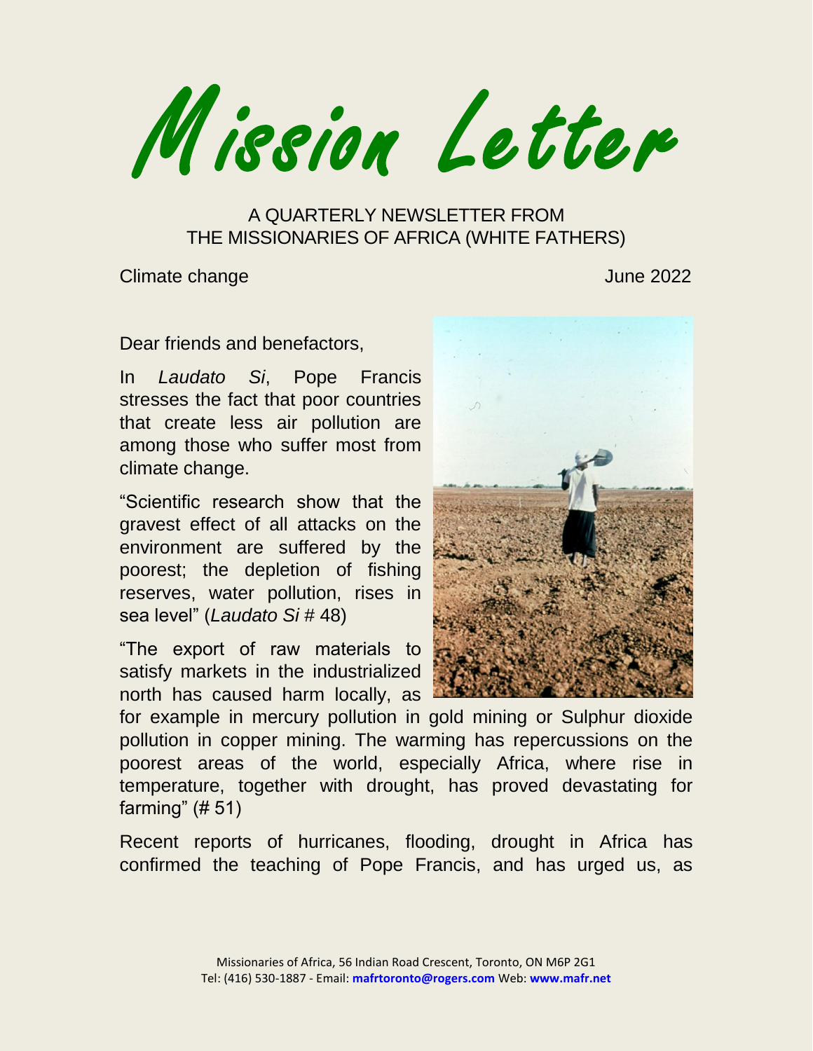# Mission Letter

A QUARTERLY NEWSLETTER FROM
THE MISSIONARIES OF AFRICA (WHITE FATHERS)

Climate change June 2022

Dear friends and benefactors,

In *Laudato Si*, Pope Francis stresses the fact that poor countries that create less air pollution are among those who suffer most from climate change.

"Scientific research show that the gravest effect of all attacks on the environment are suffered by the poorest; the depletion of fishing reserves, water pollution, rises in sea level" (*Laudato Si* # 48)

"The export of raw materials to satisfy markets in the industrialized north has caused harm locally, as for example in mercury pollution in gold mining or Sulphur dioxide pollution in copper mining. The warming has repercussions on the poorest areas of the world, especially Africa, where rise in temperature, together with drought, has proved devastating for farming" (# 51)

Recent reports of hurricanes, flooding, drought in Africa has confirmed the teaching of Pope Francis, and has urged us, as

Missionaries of Africa, 56 Indian Road Crescent, Toronto, ON M6P 2G1
Tel: (416) 530-1887 - Email: **mafrtoronto@rogers.com** Web: **www.mafr.net**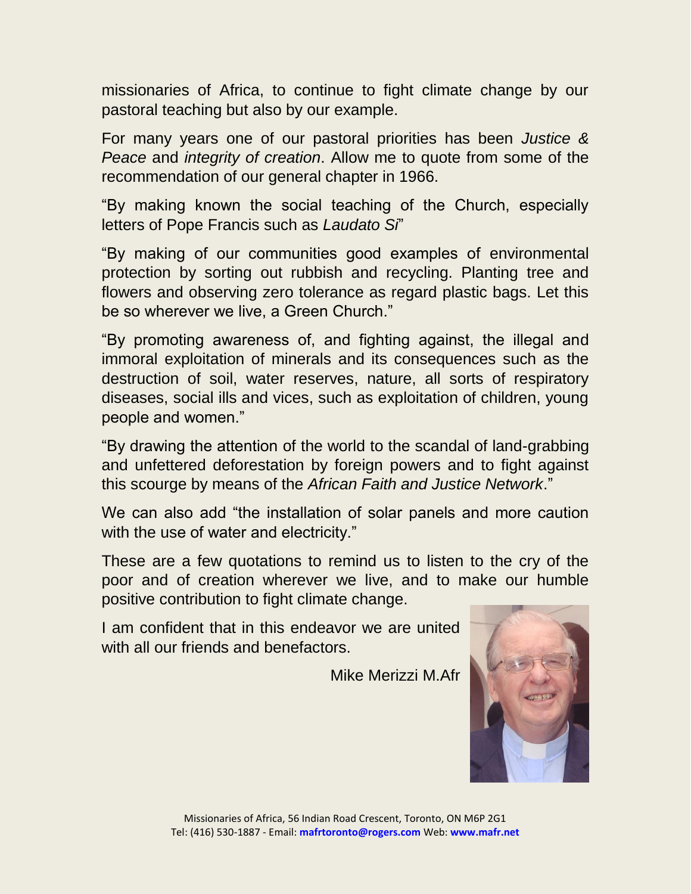missionaries of Africa, to continue to fight climate change by our pastoral teaching but also by our example.

For many years one of our pastoral priorities has been *Justice & Peace* and *integrity of creation*. Allow me to quote from some of the recommendation of our general chapter in 1966.

"By making known the social teaching of the Church, especially letters of Pope Francis such as *Laudato Si*"

"By making of our communities good examples of environmental protection by sorting out rubbish and recycling. Planting tree and flowers and observing zero tolerance as regard plastic bags. Let this be so wherever we live, a Green Church."

"By promoting awareness of, and fighting against, the illegal and immoral exploitation of minerals and its consequences such as the destruction of soil, water reserves, nature, all sorts of respiratory diseases, social ills and vices, such as exploitation of children, young people and women."

"By drawing the attention of the world to the scandal of land-grabbing and unfettered deforestation by foreign powers and to fight against this scourge by means of the *African Faith and Justice Network*."

We can also add "the installation of solar panels and more caution with the use of water and electricity."

These are a few quotations to remind us to listen to the cry of the poor and of creation wherever we live, and to make our humble positive contribution to fight climate change.

I am confident that in this endeavor we are united with all our friends and benefactors.

Mike Merizzi M.Afr

Missionaries of Africa, 56 Indian Road Crescent, Toronto, ON M6P 2G1
Tel: (416) 530-1887 - Email: **mafrtoronto@rogers.com** Web: **www.mafr.net**